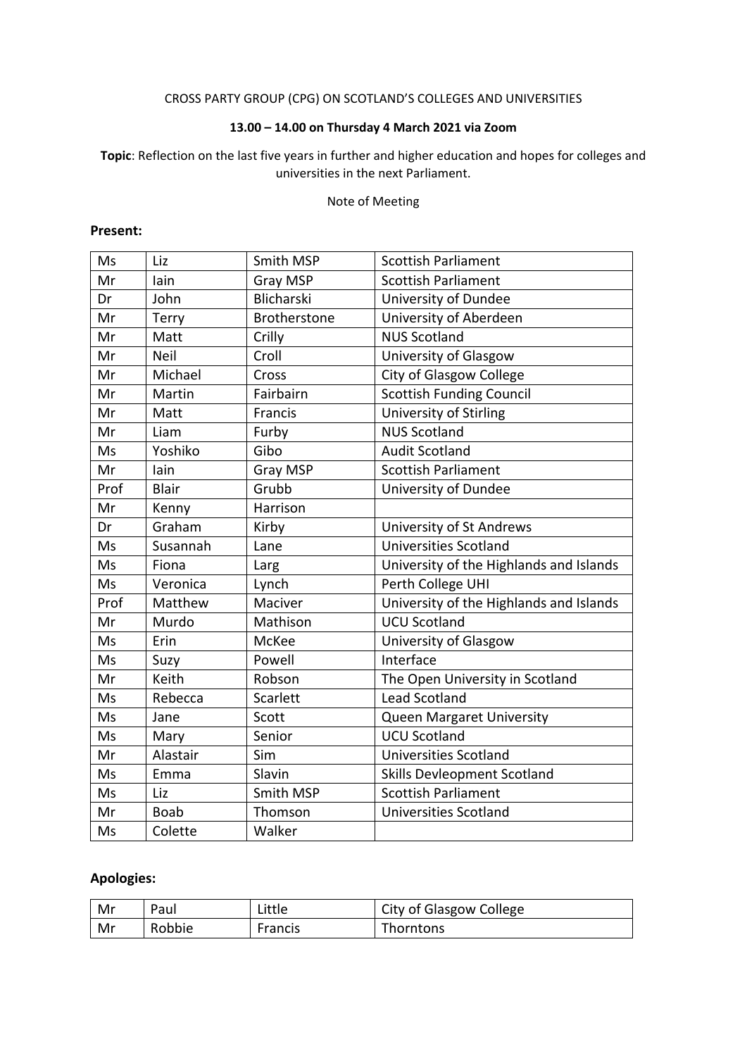CROSS PARTY GROUP (CPG) ON SCOTLAND'S COLLEGES AND UNIVERSITIES

**13.00 – 14.00 on Thursday 4 March 2021 via Zoom**

**Topic**: Reflection on the last five years in further and higher education and hopes for colleges and universities in the next Parliament.

Note of Meeting

**Present:**

| | | | |
|---|---|---|---|
| Ms | Liz | Smith MSP | Scottish Parliament |
| Mr | Iain | Gray MSP | Scottish Parliament |
| Dr | John | Blicharski | University of Dundee |
| Mr | Terry | Brotherstone | University of Aberdeen |
| Mr | Matt | Crilly | NUS Scotland |
| Mr | Neil | Croll | University of Glasgow |
| Mr | Michael | Cross | City of Glasgow College |
| Mr | Martin | Fairbairn | Scottish Funding Council |
| Mr | Matt | Francis | University of Stirling |
| Mr | Liam | Furby | NUS Scotland |
| Ms | Yoshiko | Gibo | Audit Scotland |
| Mr | Iain | Gray MSP | Scottish Parliament |
| Prof | Blair | Grubb | University of Dundee |
| Mr | Kenny | Harrison | |
| Dr | Graham | Kirby | University of St Andrews |
| Ms | Susannah | Lane | Universities Scotland |
| Ms | Fiona | Larg | University of the Highlands and Islands |
| Ms | Veronica | Lynch | Perth College UHI |
| Prof | Matthew | Maciver | University of the Highlands and Islands |
| Mr | Murdo | Mathison | UCU Scotland |
| Ms | Erin | McKee | University of Glasgow |
| Ms | Suzy | Powell | Interface |
| Mr | Keith | Robson | The Open University in Scotland |
| Ms | Rebecca | Scarlett | Lead Scotland |
| Ms | Jane | Scott | Queen Margaret University |
| Ms | Mary | Senior | UCU Scotland |
| Mr | Alastair | Sim | Universities Scotland |
| Ms | Emma | Slavin | Skills Devleopment Scotland |
| Ms | Liz | Smith MSP | Scottish Parliament |
| Mr | Boab | Thomson | Universities Scotland |
| Ms | Colette | Walker | |

**Apologies:**

| | | | |
|---|---|---|---|
| Mr | Paul | Little | City of Glasgow College |
| Mr | Robbie | Francis | Thorntons |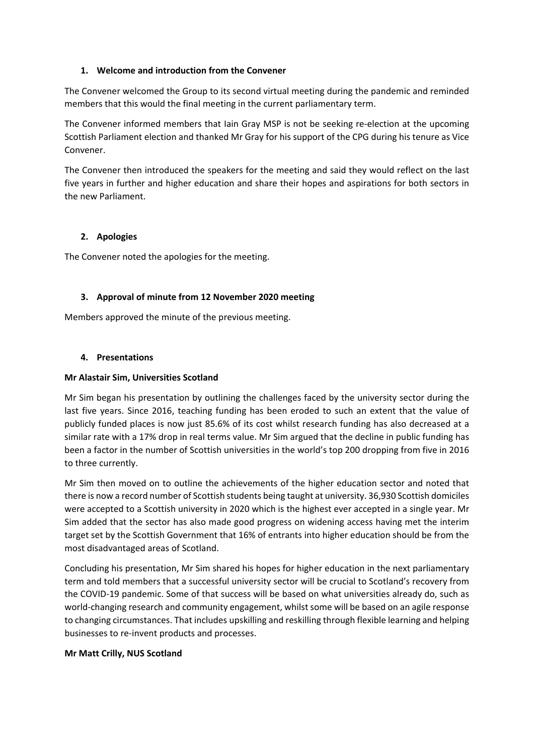1. **Welcome and introduction from the Convener**

The Convener welcomed the Group to its second virtual meeting during the pandemic and reminded members that this would the final meeting in the current parliamentary term.

The Convener informed members that Iain Gray MSP is not be seeking re-election at the upcoming Scottish Parliament election and thanked Mr Gray for his support of the CPG during his tenure as Vice Convener.

The Convener then introduced the speakers for the meeting and said they would reflect on the last five years in further and higher education and share their hopes and aspirations for both sectors in the new Parliament.

2. **Apologies**

The Convener noted the apologies for the meeting.

3. **Approval of minute from 12 November 2020 meeting**

Members approved the minute of the previous meeting.

4. **Presentations**

**Mr Alastair Sim, Universities Scotland**

Mr Sim began his presentation by outlining the challenges faced by the university sector during the last five years. Since 2016, teaching funding has been eroded to such an extent that the value of publicly funded places is now just 85.6% of its cost whilst research funding has also decreased at a similar rate with a 17% drop in real terms value. Mr Sim argued that the decline in public funding has been a factor in the number of Scottish universities in the world's top 200 dropping from five in 2016 to three currently.

Mr Sim then moved on to outline the achievements of the higher education sector and noted that there is now a record number of Scottish students being taught at university. 36,930 Scottish domiciles were accepted to a Scottish university in 2020 which is the highest ever accepted in a single year. Mr Sim added that the sector has also made good progress on widening access having met the interim target set by the Scottish Government that 16% of entrants into higher education should be from the most disadvantaged areas of Scotland.

Concluding his presentation, Mr Sim shared his hopes for higher education in the next parliamentary term and told members that a successful university sector will be crucial to Scotland's recovery from the COVID-19 pandemic. Some of that success will be based on what universities already do, such as world-changing research and community engagement, whilst some will be based on an agile response to changing circumstances. That includes upskilling and reskilling through flexible learning and helping businesses to re-invent products and processes.

**Mr Matt Crilly, NUS Scotland**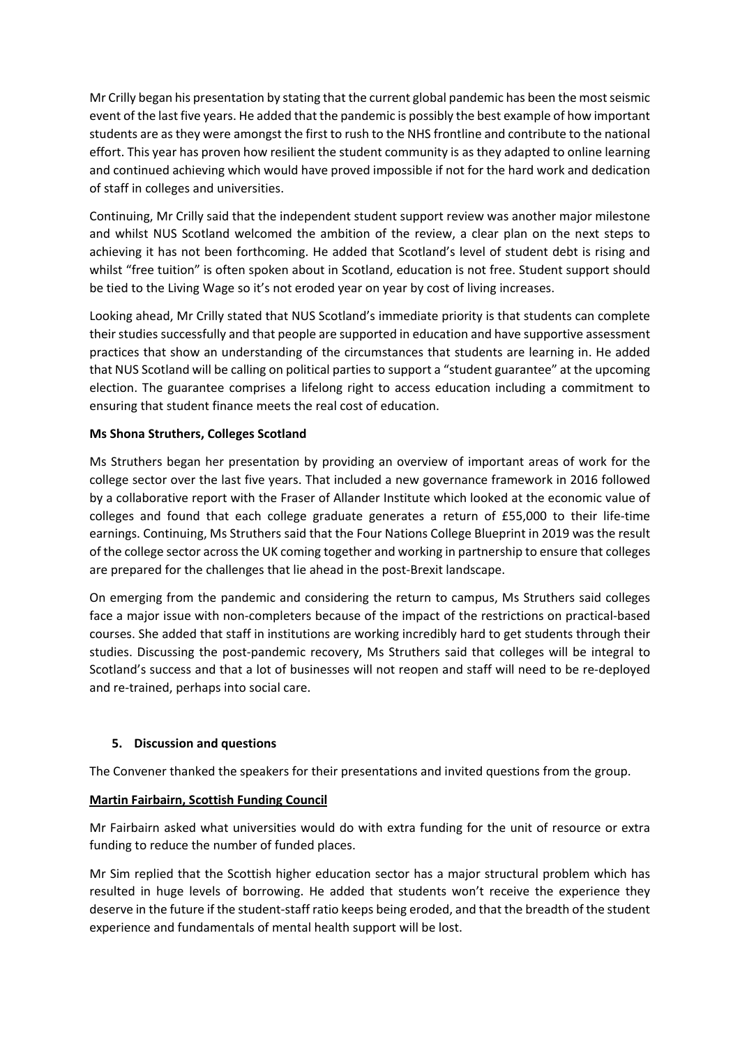Mr Crilly began his presentation by stating that the current global pandemic has been the most seismic event of the last five years. He added that the pandemic is possibly the best example of how important students are as they were amongst the first to rush to the NHS frontline and contribute to the national effort. This year has proven how resilient the student community is as they adapted to online learning and continued achieving which would have proved impossible if not for the hard work and dedication of staff in colleges and universities.

Continuing, Mr Crilly said that the independent student support review was another major milestone and whilst NUS Scotland welcomed the ambition of the review, a clear plan on the next steps to achieving it has not been forthcoming. He added that Scotland's level of student debt is rising and whilst "free tuition" is often spoken about in Scotland, education is not free. Student support should be tied to the Living Wage so it's not eroded year on year by cost of living increases.

Looking ahead, Mr Crilly stated that NUS Scotland's immediate priority is that students can complete their studies successfully and that people are supported in education and have supportive assessment practices that show an understanding of the circumstances that students are learning in. He added that NUS Scotland will be calling on political parties to support a "student guarantee" at the upcoming election. The guarantee comprises a lifelong right to access education including a commitment to ensuring that student finance meets the real cost of education.

**Ms Shona Struthers, Colleges Scotland**

Ms Struthers began her presentation by providing an overview of important areas of work for the college sector over the last five years. That included a new governance framework in 2016 followed by a collaborative report with the Fraser of Allander Institute which looked at the economic value of colleges and found that each college graduate generates a return of £55,000 to their life-time earnings. Continuing, Ms Struthers said that the Four Nations College Blueprint in 2019 was the result of the college sector across the UK coming together and working in partnership to ensure that colleges are prepared for the challenges that lie ahead in the post-Brexit landscape.

On emerging from the pandemic and considering the return to campus, Ms Struthers said colleges face a major issue with non-completers because of the impact of the restrictions on practical-based courses. She added that staff in institutions are working incredibly hard to get students through their studies. Discussing the post-pandemic recovery, Ms Struthers said that colleges will be integral to Scotland's success and that a lot of businesses will not reopen and staff will need to be re-deployed and re-trained, perhaps into social care.

## 5. Discussion and questions

The Convener thanked the speakers for their presentations and invited questions from the group.

**Martin Fairbairn, Scottish Funding Council**

Mr Fairbairn asked what universities would do with extra funding for the unit of resource or extra funding to reduce the number of funded places.

Mr Sim replied that the Scottish higher education sector has a major structural problem which has resulted in huge levels of borrowing. He added that students won't receive the experience they deserve in the future if the student-staff ratio keeps being eroded, and that the breadth of the student experience and fundamentals of mental health support will be lost.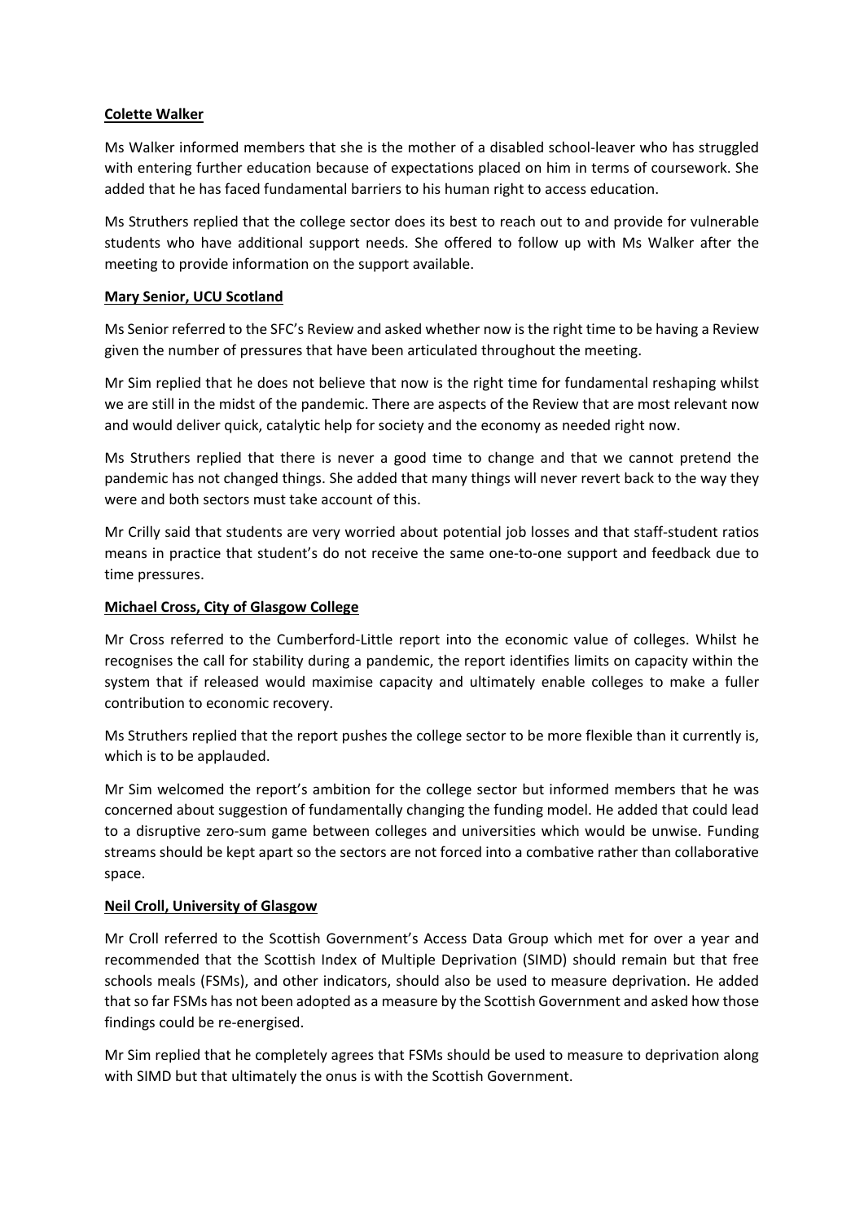**Colette Walker**

Ms Walker informed members that she is the mother of a disabled school-leaver who has struggled with entering further education because of expectations placed on him in terms of coursework. She added that he has faced fundamental barriers to his human right to access education.

Ms Struthers replied that the college sector does its best to reach out to and provide for vulnerable students who have additional support needs. She offered to follow up with Ms Walker after the meeting to provide information on the support available.

**Mary Senior, UCU Scotland**

Ms Senior referred to the SFC's Review and asked whether now is the right time to be having a Review given the number of pressures that have been articulated throughout the meeting.

Mr Sim replied that he does not believe that now is the right time for fundamental reshaping whilst we are still in the midst of the pandemic. There are aspects of the Review that are most relevant now and would deliver quick, catalytic help for society and the economy as needed right now.

Ms Struthers replied that there is never a good time to change and that we cannot pretend the pandemic has not changed things. She added that many things will never revert back to the way they were and both sectors must take account of this.

Mr Crilly said that students are very worried about potential job losses and that staff-student ratios means in practice that student's do not receive the same one-to-one support and feedback due to time pressures.

**Michael Cross, City of Glasgow College**

Mr Cross referred to the Cumberford-Little report into the economic value of colleges. Whilst he recognises the call for stability during a pandemic, the report identifies limits on capacity within the system that if released would maximise capacity and ultimately enable colleges to make a fuller contribution to economic recovery.

Ms Struthers replied that the report pushes the college sector to be more flexible than it currently is, which is to be applauded.

Mr Sim welcomed the report's ambition for the college sector but informed members that he was concerned about suggestion of fundamentally changing the funding model. He added that could lead to a disruptive zero-sum game between colleges and universities which would be unwise. Funding streams should be kept apart so the sectors are not forced into a combative rather than collaborative space.

**Neil Croll, University of Glasgow**

Mr Croll referred to the Scottish Government's Access Data Group which met for over a year and recommended that the Scottish Index of Multiple Deprivation (SIMD) should remain but that free schools meals (FSMs), and other indicators, should also be used to measure deprivation. He added that so far FSMs has not been adopted as a measure by the Scottish Government and asked how those findings could be re-energised.

Mr Sim replied that he completely agrees that FSMs should be used to measure to deprivation along with SIMD but that ultimately the onus is with the Scottish Government.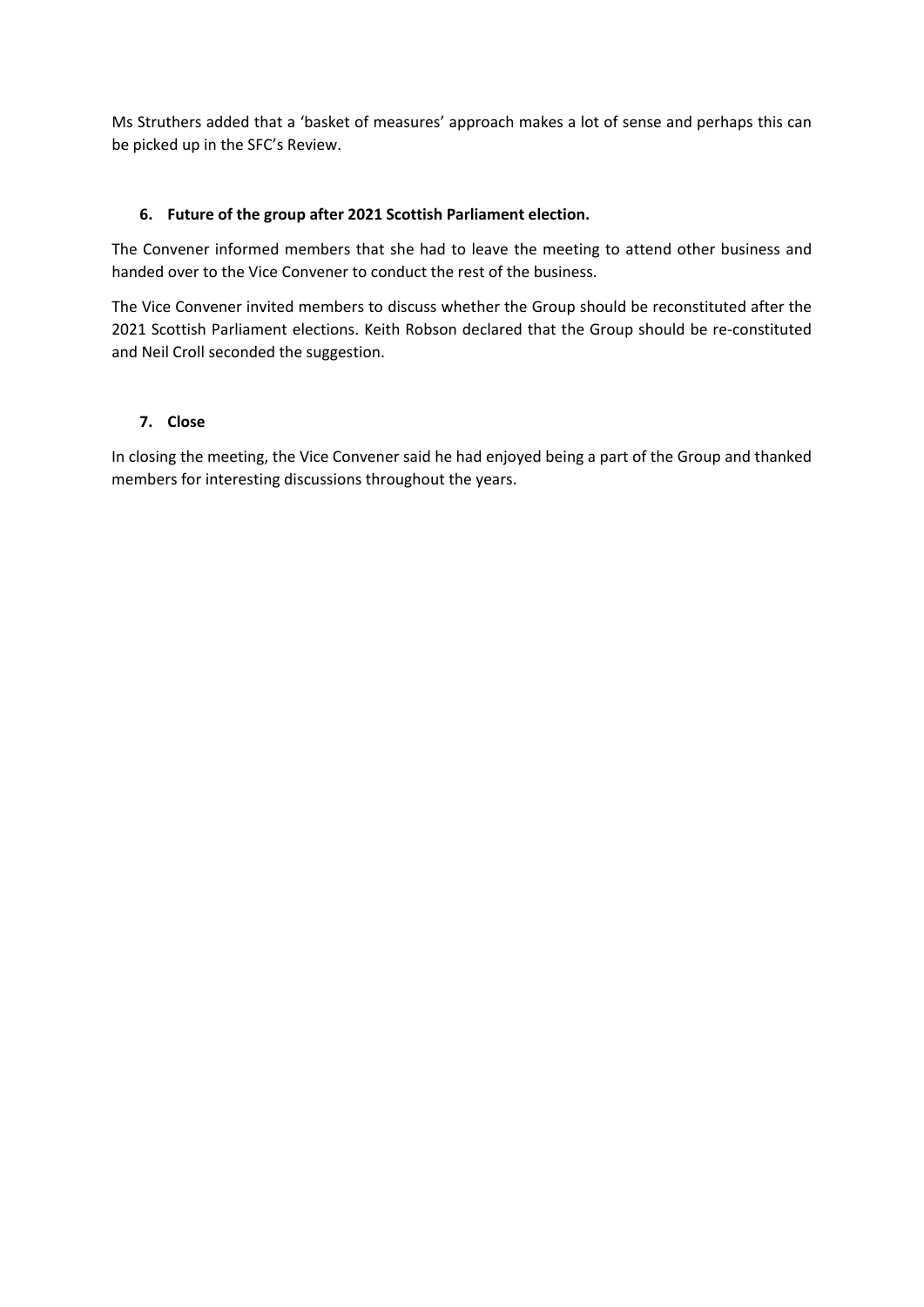Ms Struthers added that a 'basket of measures' approach makes a lot of sense and perhaps this can be picked up in the SFC's Review.

### 6. Future of the group after 2021 Scottish Parliament election.

The Convener informed members that she had to leave the meeting to attend other business and handed over to the Vice Convener to conduct the rest of the business.

The Vice Convener invited members to discuss whether the Group should be reconstituted after the 2021 Scottish Parliament elections. Keith Robson declared that the Group should be re-constituted and Neil Croll seconded the suggestion.

### 7. Close

In closing the meeting, the Vice Convener said he had enjoyed being a part of the Group and thanked members for interesting discussions throughout the years.